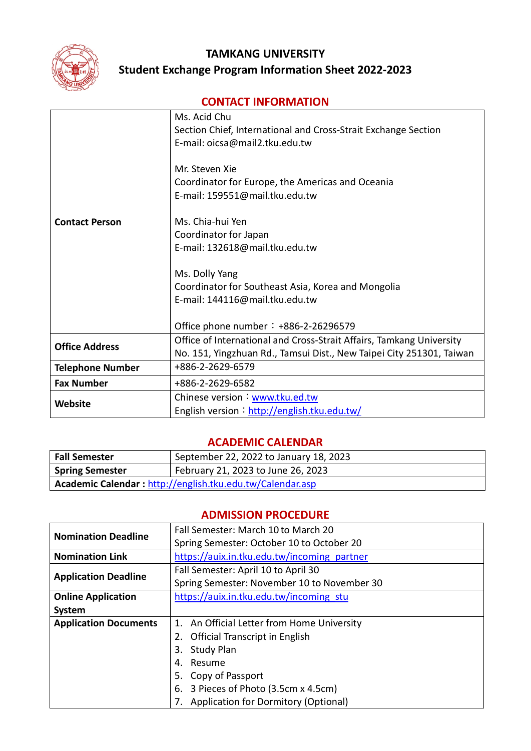# TAMKANG UNIVERSITY

## Student Exchange Program Information Sheet 2022-2023

### CONTACT INFORMATION

| | |
|---|---|
| **Contact Person** | Ms. Acid Chu<br>Section Chief, International and Cross-Strait Exchange Section<br>E-mail: oicsa@mail2.tku.edu.tw<br><br>Mr. Steven Xie<br>Coordinator for Europe, the Americas and Oceania<br>E-mail: 159551@mail.tku.edu.tw<br><br>Ms. Chia-hui Yen<br>Coordinator for Japan<br>E-mail: 132618@mail.tku.edu.tw<br><br>Ms. Dolly Yang<br>Coordinator for Southeast Asia, Korea and Mongolia<br>E-mail: 144116@mail.tku.edu.tw<br><br>Office phone number：+886-2-26296579 |
| **Office Address** | Office of International and Cross-Strait Affairs, Tamkang University<br>No. 151, Yingzhuan Rd., Tamsui Dist., New Taipei City 251301, Taiwan |
| **Telephone Number** | +886-2-2629-6579 |
| **Fax Number** | +886-2-2629-6582 |
| **Website** | Chinese version：www.tku.ed.tw<br>English version：http://english.tku.edu.tw/ |

### ACADEMIC CALENDAR

| | |
|---|---|
| **Fall Semester** | September 22, 2022 to January 18, 2023 |
| **Spring Semester** | February 21, 2023 to June 26, 2023 |
| **Academic Calendar :** http://english.tku.edu.tw/Calendar.asp | |

### ADMISSION PROCEDURE

| | |
|---|---|
| **Nomination Deadline** | Fall Semester: March 10 to March 20<br>Spring Semester: October 10 to October 20 |
| **Nomination Link** | https://auix.in.tku.edu.tw/incoming_partner |
| **Application Deadline** | Fall Semester: April 10 to April 30<br>Spring Semester: November 10 to November 30 |
| **Online Application System** | https://auix.in.tku.edu.tw/incoming_stu |
| **Application Documents** | 1. An Official Letter from Home University<br>2. Official Transcript in English<br>3. Study Plan<br>4. Resume<br>5. Copy of Passport<br>6. 3 Pieces of Photo (3.5cm x 4.5cm)<br>7. Application for Dormitory (Optional) |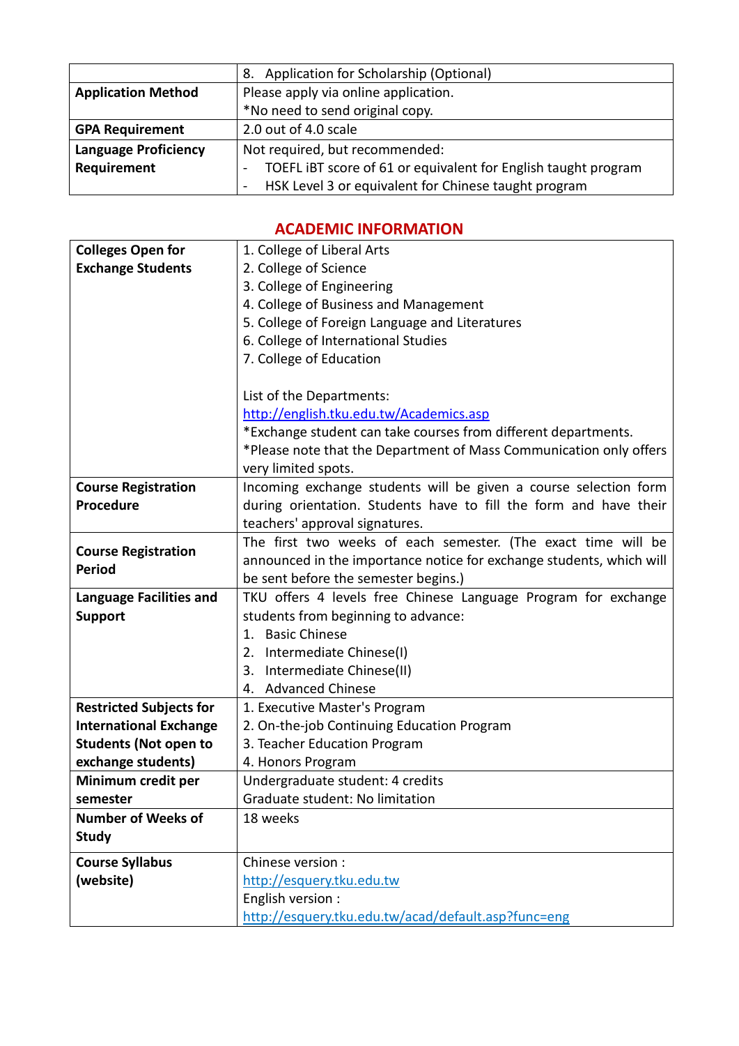| | 8. Application for Scholarship (Optional) |
|---|---|
| **Application Method** | Please apply via online application.<br>*No need to send original copy. |
| **GPA Requirement** | 2.0 out of 4.0 scale |
| **Language Proficiency Requirement** | Not required, but recommended:<br>- TOEFL iBT score of 61 or equivalent for English taught program<br>- HSK Level 3 or equivalent for Chinese taught program |

## ACADEMIC INFORMATION

| | |
|---|---|
| **Colleges Open for Exchange Students** | 1. College of Liberal Arts<br>2. College of Science<br>3. College of Engineering<br>4. College of Business and Management<br>5. College of Foreign Language and Literatures<br>6. College of International Studies<br>7. College of Education<br><br>List of the Departments:<br>http://english.tku.edu.tw/Academics.asp<br>*Exchange student can take courses from different departments.<br>*Please note that the Department of Mass Communication only offers very limited spots. |
| **Course Registration Procedure** | Incoming exchange students will be given a course selection form during orientation. Students have to fill the form and have their teachers' approval signatures. |
| **Course Registration Period** | The first two weeks of each semester. (The exact time will be announced in the importance notice for exchange students, which will be sent before the semester begins.) |
| **Language Facilities and Support** | TKU offers 4 levels free Chinese Language Program for exchange students from beginning to advance:<br>1. Basic Chinese<br>2. Intermediate Chinese(I)<br>3. Intermediate Chinese(II)<br>4. Advanced Chinese |
| **Restricted Subjects for International Exchange Students (Not open to exchange students)** | 1. Executive Master's Program<br>2. On-the-job Continuing Education Program<br>3. Teacher Education Program<br>4. Honors Program |
| **Minimum credit per semester** | Undergraduate student: 4 credits<br>Graduate student: No limitation |
| **Number of Weeks of Study** | 18 weeks |
| **Course Syllabus (website)** | Chinese version :<br>http://esquery.tku.edu.tw<br>English version :<br>http://esquery.tku.edu.tw/acad/default.asp?func=eng |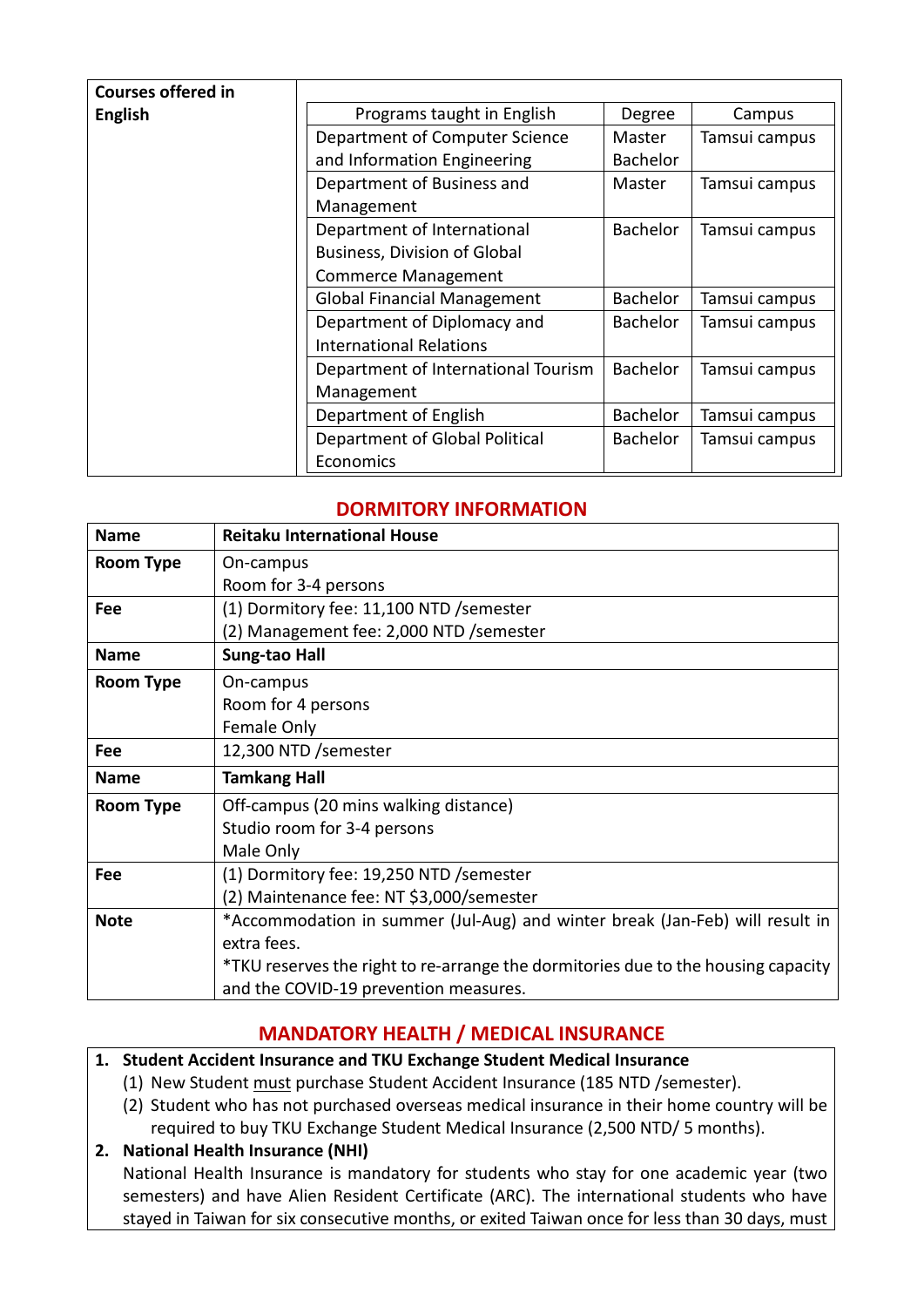| Courses offered in English | | | |
|---|---|---|---|
| | Programs taught in English | Degree | Campus |
| | Department of Computer Science and Information Engineering | Master<br>Bachelor | Tamsui campus |
| | Department of Business and Management | Master | Tamsui campus |
| | Department of International Business, Division of Global Commerce Management | Bachelor | Tamsui campus |
| | Global Financial Management | Bachelor | Tamsui campus |
| | Department of Diplomacy and International Relations | Bachelor | Tamsui campus |
| | Department of International Tourism Management | Bachelor | Tamsui campus |
| | Department of English | Bachelor | Tamsui campus |
| | Department of Global Political Economics | Bachelor | Tamsui campus |

## DORMITORY INFORMATION

| **Name** | **Reitaku International House** |
|---|---|
| **Room Type** | On-campus<br>Room for 3-4 persons |
| **Fee** | (1) Dormitory fee: 11,100 NTD /semester<br>(2) Management fee: 2,000 NTD /semester |
| **Name** | **Sung-tao Hall** |
| **Room Type** | On-campus<br>Room for 4 persons<br>Female Only |
| **Fee** | 12,300 NTD /semester |
| **Name** | **Tamkang Hall** |
| **Room Type** | Off-campus (20 mins walking distance)<br>Studio room for 3-4 persons<br>Male Only |
| **Fee** | (1) Dormitory fee: 19,250 NTD /semester<br>(2) Maintenance fee: NT $3,000/semester |
| **Note** | *Accommodation in summer (Jul-Aug) and winter break (Jan-Feb) will result in extra fees.<br>*TKU reserves the right to re-arrange the dormitories due to the housing capacity and the COVID-19 prevention measures. |

## MANDATORY HEALTH / MEDICAL INSURANCE

1. **Student Accident Insurance and TKU Exchange Student Medical Insurance**
   (1) New Student must purchase Student Accident Insurance (185 NTD /semester).
   (2) Student who has not purchased overseas medical insurance in their home country will be required to buy TKU Exchange Student Medical Insurance (2,500 NTD/ 5 months).
2. **National Health Insurance (NHI)**
   National Health Insurance is mandatory for students who stay for one academic year (two semesters) and have Alien Resident Certificate (ARC). The international students who have stayed in Taiwan for six consecutive months, or exited Taiwan once for less than 30 days, must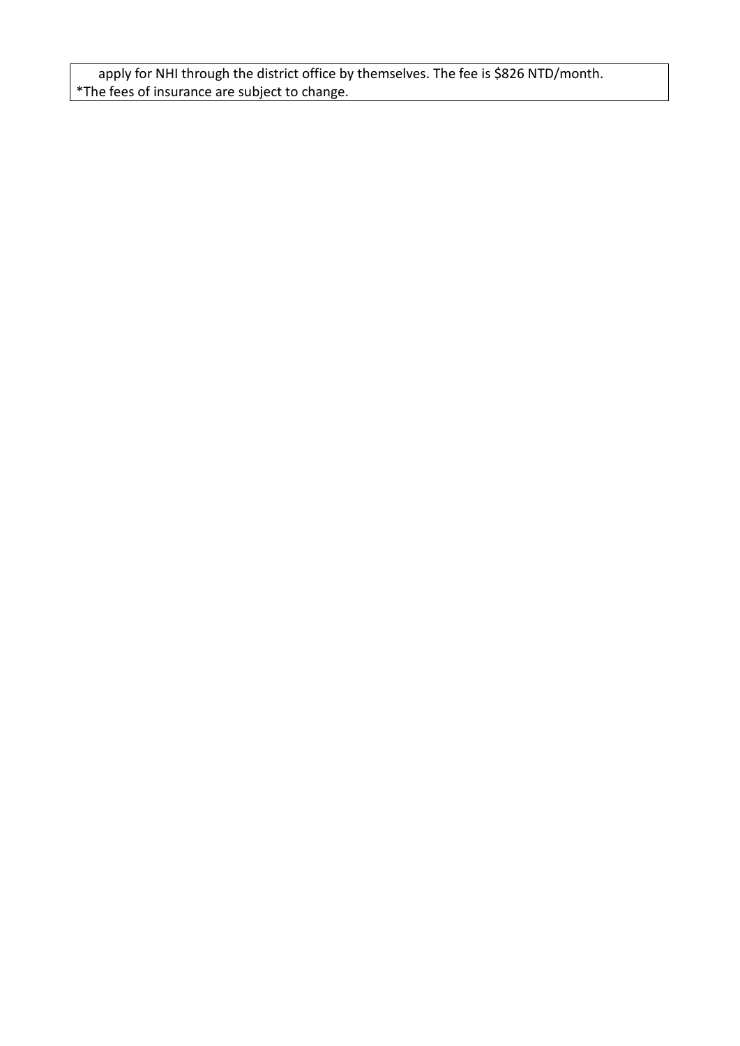apply for NHI through the district office by themselves. The fee is $826 NTD/month.

*The fees of insurance are subject to change.